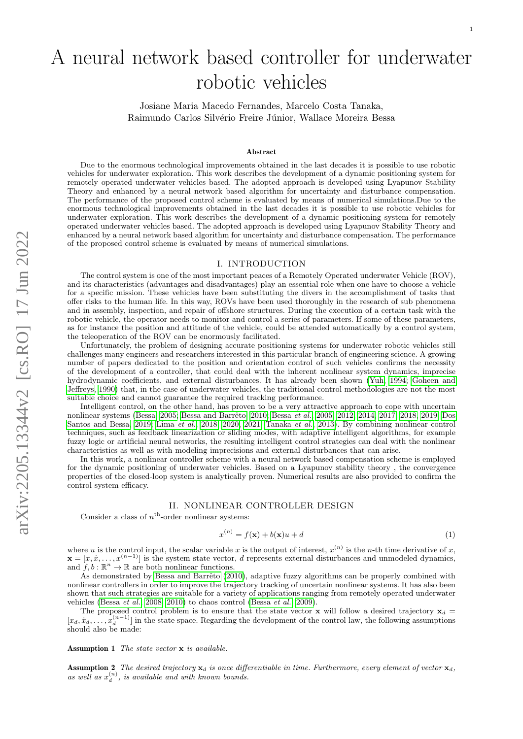# A neural network based controller for underwater robotic vehicles

Josiane Maria Macedo Fernandes, Marcelo Costa Tanaka, Raimundo Carlos Silvério Freire Júnior, Wallace Moreira Bessa

### Abstract

Due to the enormous technological improvements obtained in the last decades it is possible to use robotic vehicles for underwater exploration. This work describes the development of a dynamic positioning system for remotely operated underwater vehicles based. The adopted approach is developed using Lyapunov Stability Theory and enhanced by a neural network based algorithm for uncertainty and disturbance compensation. The performance of the proposed control scheme is evaluated by means of numerical simulations.Due to the enormous technological improvements obtained in the last decades it is possible to use robotic vehicles for underwater exploration. This work describes the development of a dynamic positioning system for remotely operated underwater vehicles based. The adopted approach is developed using Lyapunov Stability Theory and enhanced by a neural network based algorithm for uncertainty and disturbance compensation. The performance of the proposed control scheme is evaluated by means of numerical simulations.

## I. Introduction

The control system is one of the most important peaces of a Remotely Operated underwater Vehicle (ROV), and its characteristics (advantages and disadvantages) play an essential role when one have to choose a vehicle for a specific mission. These vehicles have been substituting the divers in the accomplishment of tasks that offer risks to the human life. In this way, ROVs have been used thoroughly in the research of sub phenomena and in assembly, inspection, and repair of offshore structures. During the execution of a certain task with the robotic vehicle, the operator needs to monitor and control a series of parameters. If some of these parameters, as for instance the position and attitude of the vehicle, could be attended automatically by a control system, the teleoperation of the ROV can be enormously facilitated.

Unfortunately, the problem of designing accurate positioning systems for underwater robotic vehicles still challenges many engineers and researchers interested in this particular branch of engineering science. A growing number of papers dedicated to the position and orientation control of such vehicles confirms the necessity of the development of a controller, that could deal with the inherent nonlinear system dynamics, imprecise hydrodynamic coefficients, and external disturbances. It has already been shown (Yuh, 1994; Goheen and Jeffreys, 1990) that, in the case of underwater vehicles, the traditional control methodologies are not the most suitable choice and cannot guarantee the required tracking performance.

Intelligent control, on the other hand, has proven to be a very attractive approach to cope with uncertain nonlinear systems (Bessa, 2005; Bessa and Barrêto, 2010; Bessa *et al.*, 2005, 2012, 2014, 2017, 2018, 2019; Dos Santos and Bessa, 2019; Lima *et al.*, 2018, 2020, 2021; Tanaka *et al.*, 2013). By combining nonlinear control techniques, such as feedback linearization or sliding modes, with adaptive intelligent algorithms, for example fuzzy logic or artificial neural networks, the resulting intelligent control strategies can deal with the nonlinear characteristics as well as with modeling imprecisions and external disturbances that can arise.

In this work, a nonlinear controller scheme with a neural network based compensation scheme is employed for the dynamic positioning of underwater vehicles. Based on a Lyapunov stability theory , the convergence properties of the closed-loop system is analytically proven. Numerical results are also provided to confirm the control system efficacy.

## II. Nonlinear Controller Design

Consider a class of $n^{\text{th}}$-order nonlinear systems:

$$x^{(n)} = f(\mathbf{x}) + b(\mathbf{x})u + d \tag{1}$$

where $u$ is the control input, the scalar variable $x$ is the output of interest, $x^{(n)}$ is the $n$-th time derivative of $x$, $\mathbf{x} = [x, \dot{x}, \dots, x^{(n-1)}]$ is the system state vector, $d$ represents external disturbances and unmodeled dynamics, and $f, b : \mathbb{R}^n \to \mathbb{R}$ are both nonlinear functions.

As demonstrated by Bessa and Barrêto (2010), adaptive fuzzy algorithms can be properly combined with nonlinear controllers in order to improve the trajectory tracking of uncertain nonlinear systems. It has also been shown that such strategies are suitable for a variety of applications ranging from remotely operated underwater vehicles (Bessa *et al.*, 2008, 2010) to chaos control (Bessa *et al.*, 2009).

The proposed control problem is to ensure that the state vector $\mathbf{x}$ will follow a desired trajectory $\mathbf{x}_d = [x_d, \dot{x}_d, \dots, x_d^{(n-1)}]$ in the state space. Regarding the development of the control law, the following assumptions should also be made:

**Assumption 1** *The state vector* $\mathbf{x}$ *is available.*

**Assumption 2** *The desired trajectory* $\mathbf{x}_d$ *is once differentiable in time. Furthermore, every element of vector* $\mathbf{x}_d$*, as well as* $x_d^{(n)}$*, is available and with known bounds.*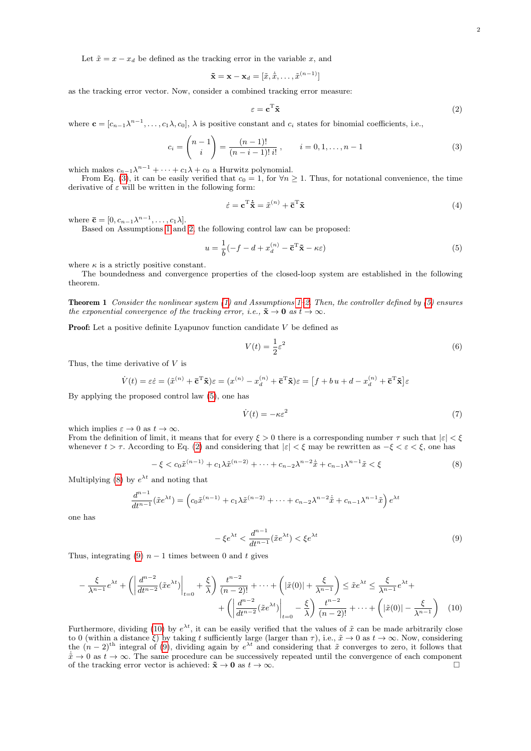Let $\tilde{x} = x - x_d$ be defined as the tracking error in the variable $x$, and

$$\tilde{\mathbf{x}} = \mathbf{x} - \mathbf{x}_d = [\tilde{x}, \dot{\tilde{x}}, \dots, \tilde{x}^{(n-1)}]$$

as the tracking error vector. Now, consider a combined tracking error measure:

$$\varepsilon = \mathbf{c}^{\mathrm{T}}\tilde{\mathbf{x}} \tag{2}$$

where $\mathbf{c} = [c_{n-1}\lambda^{n-1}, \dots, c_1\lambda, c_0]$, $\lambda$ is positive constant and $c_i$ states for binomial coefficients, i.e.,

$$c_i = \binom{n-1}{i} = \frac{(n-1)!}{(n-i-1)!\,i!}\,, \qquad i = 0, 1, \dots, n-1 \tag{3}$$

which makes $c_{n-1}\lambda^{n-1} + \dots + c_1\lambda + c_0$ a Hurwitz polynomial.

From Eq. (3), it can be easily verified that $c_0 = 1$, for $\forall n \geq 1$. Thus, for notational convenience, the time derivative of $\varepsilon$ will be written in the following form:

$$\dot{\varepsilon} = \mathbf{c}^{\mathrm{T}}\dot{\tilde{\mathbf{x}}} = \tilde{x}^{(n)} + \bar{\mathbf{c}}^{\mathrm{T}}\tilde{\mathbf{x}} \tag{4}$$

where $\bar{\mathbf{c}} = [0, c_{n-1}\lambda^{n-1}, \dots, c_1\lambda]$.

Based on Assumptions 1 and 2, the following control law can be proposed:

$$u = \frac{1}{b}(-f - d + x_d^{(n)} - \bar{\mathbf{c}}^{\mathrm{T}}\tilde{\mathbf{x}} - \kappa\varepsilon) \tag{5}$$

where $\kappa$ is a strictly positive constant.

The boundedness and convergence properties of the closed-loop system are established in the following theorem.

**Theorem 1** *Consider the nonlinear system (1) and Assumptions 1–2. Then, the controller defined by (5) ensures the exponential convergence of the tracking error, i.e.,* $\tilde{\mathbf{x}} \to \mathbf{0}$ *as* $t \to \infty$.

**Proof:** Let a positive definite Lyapunov function candidate $V$ be defined as

$$V(t) = \frac{1}{2}\varepsilon^2 \tag{6}$$

Thus, the time derivative of $V$ is

$$\dot{V}(t) = \varepsilon\dot{\varepsilon} = (\tilde{x}^{(n)} + \bar{\mathbf{c}}^{\mathrm{T}}\tilde{\mathbf{x}})\varepsilon = (x^{(n)} - x_d^{(n)} + \bar{\mathbf{c}}^{\mathrm{T}}\tilde{\mathbf{x}})\varepsilon = \left[f + b\,u + d - x_d^{(n)} + \bar{\mathbf{c}}^{\mathrm{T}}\tilde{\mathbf{x}}\right]\varepsilon$$

By applying the proposed control law (5), one has

$$\dot{V}(t) = -\kappa\varepsilon^2 \tag{7}$$

which implies $\varepsilon \to 0$ as $t \to \infty$.

From the definition of limit, it means that for every $\xi > 0$ there is a corresponding number $\tau$ such that $|\varepsilon| < \xi$ whenever $t > \tau$. According to Eq. (2) and considering that $|\varepsilon| < \xi$ may be rewritten as $-\xi < \varepsilon < \xi$, one has

$$-\xi < c_0\tilde{x}^{(n-1)} + c_1\lambda\tilde{x}^{(n-2)} + \dots + c_{n-2}\lambda^{n-2}\dot{\tilde{x}} + c_{n-1}\lambda^{n-1}\tilde{x} < \xi \tag{8}$$

Multiplying (8) by $e^{\lambda t}$ and noting that

$$\frac{d^{n-1}}{dt^{n-1}}(\tilde{x}e^{\lambda t}) = \left(c_0\tilde{x}^{(n-1)} + c_1\lambda\tilde{x}^{(n-2)} + \dots + c_{n-2}\lambda^{n-2}\dot{\tilde{x}} + c_{n-1}\lambda^{n-1}\tilde{x}\right)e^{\lambda t}$$

one has

$$-\xi e^{\lambda t} < \frac{d^{n-1}}{dt^{n-1}}(\tilde{x}e^{\lambda t}) < \xi e^{\lambda t} \tag{9}$$

Thus, integrating (9) $n-1$ times between 0 and $t$ gives

$$\begin{aligned} -\frac{\xi}{\lambda^{n-1}}e^{\lambda t} + \left(\left|\frac{d^{n-2}}{dt^{n-2}}(\tilde{x}e^{\lambda t})\right|_{t=0} + \frac{\xi}{\lambda}\right)\frac{t^{n-2}}{(n-2)!} + \dots + \left(|\tilde{x}(0)| + \frac{\xi}{\lambda^{n-1}}\right) \leq \tilde{x}e^{\lambda t} \leq \frac{\xi}{\lambda^{n-1}}e^{\lambda t} + \\ + \left(\left|\frac{d^{n-2}}{dt^{n-2}}(\tilde{x}e^{\lambda t})\right|_{t=0} - \frac{\xi}{\lambda}\right)\frac{t^{n-2}}{(n-2)!} + \dots + \left(|\tilde{x}(0)| - \frac{\xi}{\lambda^{n-1}}\right) \end{aligned} \tag{10}$$

Furthermore, dividing (10) by $e^{\lambda t}$, it can be easily verified that the values of $\tilde{x}$ can be made arbitrarily close to 0 (within a distance $\xi$) by taking $t$ sufficiently large (larger than $\tau$), i.e., $\tilde{x} \to 0$ as $t \to \infty$. Now, considering the $(n-2)^{\text{th}}$ integral of (9), dividing again by $e^{\lambda t}$ and considering that $\tilde{x}$ converges to zero, it follows that $\dot{\tilde{x}} \to 0$ as $t \to \infty$. The same procedure can be successively repeated until the convergence of each component of the tracking error vector is achieved: $\tilde{\mathbf{x}} \to \mathbf{0}$ as $t \to \infty$. □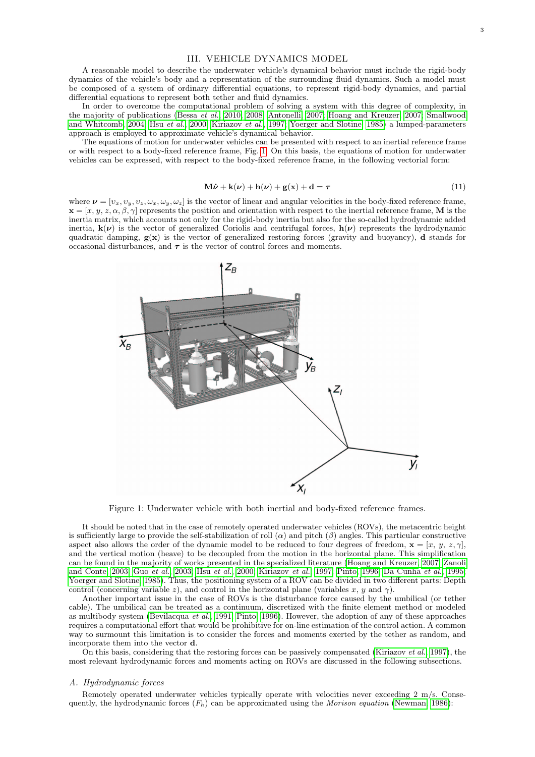## III. VEHICLE DYNAMICS MODEL

A reasonable model to describe the underwater vehicle's dynamical behavior must include the rigid-body dynamics of the vehicle's body and a representation of the surrounding fluid dynamics. Such a model must be composed of a system of ordinary differential equations, to represent rigid-body dynamics, and partial differential equations to represent both tether and fluid dynamics.

In order to overcome the computational problem of solving a system with this degree of complexity, in the majority of publications (Bessa *et al.* 2010, 2008; Antonelli, 2007; Hoang and Kreuzer, 2007; Smallwood and Whitcomb, 2004; Hsu *et al.*, 2000; Kiriazov *et al.*, 1997; Yoerger and Slotine, 1985) a lumped-parameters approach is employed to approximate vehicle's dynamical behavior.

The equations of motion for underwater vehicles can be presented with respect to an inertial reference frame or with respect to a body-fixed reference frame, Fig. 1. On this basis, the equations of motion for underwater vehicles can be expressed, with respect to the body-fixed reference frame, in the following vectorial form:

$$\mathbf{M}\dot{\boldsymbol{\nu}} + \mathbf{k}(\boldsymbol{\nu}) + \mathbf{h}(\boldsymbol{\nu}) + \mathbf{g}(\mathbf{x}) + \mathbf{d} = \boldsymbol{\tau} \tag{11}$$

where $\boldsymbol{\nu} = [\upsilon_x, \upsilon_y, \upsilon_z, \omega_x, \omega_y, \omega_z]$ is the vector of linear and angular velocities in the body-fixed reference frame, $\mathbf{x} = [x, y, z, \alpha, \beta, \gamma]$ represents the position and orientation with respect to the inertial reference frame, $\mathbf{M}$ is the inertia matrix, which accounts not only for the rigid-body inertia but also for the so-called hydrodynamic added inertia, $\mathbf{k}(\boldsymbol{\nu})$ is the vector of generalized Coriolis and centrifugal forces, $\mathbf{h}(\boldsymbol{\nu})$ represents the hydrodynamic quadratic damping, $\mathbf{g}(\mathbf{x})$ is the vector of generalized restoring forces (gravity and buoyancy), $\mathbf{d}$ stands for occasional disturbances, and $\boldsymbol{\tau}$ is the vector of control forces and moments.

Figure 1: Underwater vehicle with both inertial and body-fixed reference frames.

It should be noted that in the case of remotely operated underwater vehicles (ROVs), the metacentric height is sufficiently large to provide the self-stabilization of roll ($\alpha$) and pitch ($\beta$) angles. This particular constructive aspect also allows the order of the dynamic model to be reduced to four degrees of freedom, $\mathbf{x} = [x,\ y,\ z,\ \gamma]$, and the vertical motion (heave) to be decoupled from the motion in the horizontal plane. This simplification can be found in the majority of works presented in the specialized literature (Hoang and Kreuzer, 2007; Zanoli and Conte, 2003; Guo *et al.*, 2003; Hsu *et al.*, 2000; Kiriazov *et al.*, 1997; Pinto, 1996; Da Cunha *et al.*, 1995; Yoerger and Slotine, 1985). Thus, the positioning system of a ROV can be divided in two different parts: Depth control (concerning variable $z$), and control in the horizontal plane (variables $x$, $y$ and $\gamma$).

Another important issue in the case of ROVs is the disturbance force caused by the umbilical (or tether cable). The umbilical can be treated as a continuum, discretized with the finite element method or modeled as multibody system (Bevilacqua *et al.*, 1991; Pinto, 1996). However, the adoption of any of these approaches requires a computational effort that would be prohibitive for on-line estimation of the control action. A common way to surmount this limitation is to consider the forces and moments exerted by the tether as random, and incorporate them into the vector $\mathbf{d}$.

On this basis, considering that the restoring forces can be passively compensated (Kiriazov *et al.*, 1997), the most relevant hydrodynamic forces and moments acting on ROVs are discussed in the following subsections.

### A. Hydrodynamic forces

Remotely operated underwater vehicles typically operate with velocities never exceeding 2 m/s. Consequently, the hydrodynamic forces ($F_h$) can be approximated using the *Morison equation* (Newman, 1986):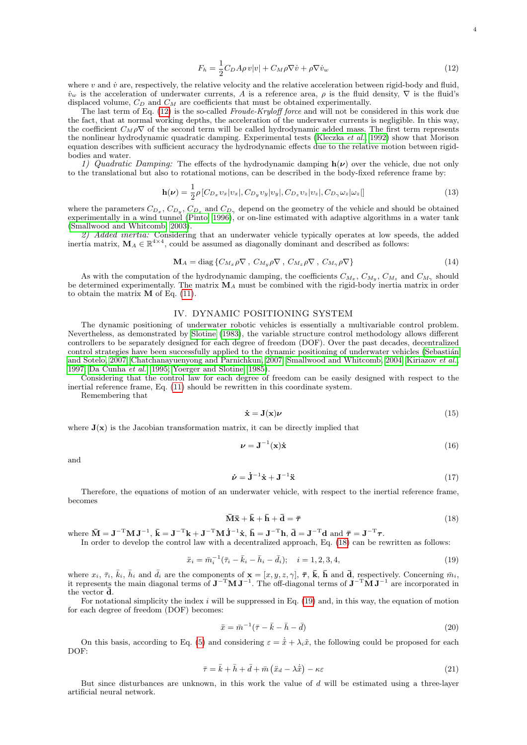$$F_h = \frac{1}{2} C_D A \rho\, v|v| + C_M \rho \nabla \dot{v} + \rho \nabla \dot{v}_w \tag{12}$$

where $v$ and $\dot{v}$ are, respectively, the relative velocity and the relative acceleration between rigid-body and fluid, $\dot{v}_w$ is the acceleration of underwater currents, $A$ is a reference area, $\rho$ is the fluid density, $\nabla$ is the fluid's displaced volume, $C_D$ and $C_M$ are coefficients that must be obtained experimentally.

The last term of Eq. (12) is the so-called *Froude-Kryloff force* and will not be considered in this work due the fact, that at normal working depths, the acceleration of the underwater currents is negligible. In this way, the coefficient $C_M \rho \nabla$ of the second term will be called hydrodynamic added mass. The first term represents the nonlinear hydrodynamic quadratic damping. Experimental tests (Kleczka *et al.*, 1992) show that Morison equation describes with sufficient accuracy the hydrodynamic effects due to the relative motion between rigid-bodies and water.

*1) Quadratic Damping:* The effects of the hydrodynamic damping $\mathbf{h}(\boldsymbol{\nu})$ over the vehicle, due not only to the translational but also to rotational motions, can be described in the body-fixed reference frame by:

$$\mathbf{h}(\boldsymbol{\nu}) = \frac{1}{2} \rho \left[ C_{D_x} v_x |v_x|, C_{D_y} v_y |v_y|, C_{D_z} v_z |v_z|, C_{D_\gamma} \omega_z |\omega_z| \right] \tag{13}$$

where the parameters $C_{D_x}$, $C_{D_y}$, $C_{D_z}$ and $C_{D_\gamma}$ depend on the geometry of the vehicle and should be obtained experimentally in a wind tunnel (Pinto, 1996), or on-line estimated with adaptive algorithms in a water tank (Smallwood and Whitcomb, 2003).

*2) Added inertia:* Considering that an underwater vehicle typically operates at low speeds, the added inertia matrix, $\mathbf{M}_A \in \mathbb{R}^{4\times4}$, could be assumed as diagonally dominant and described as follows:

$$\mathbf{M}_A = \operatorname{diag}\left\{ C_{M_x} \rho \nabla \,,\; C_{M_y} \rho \nabla \,,\; C_{M_z} \rho \nabla \,,\; C_{M_\gamma} \rho \nabla \right\} \tag{14}$$

As with the computation of the hydrodynamic damping, the coefficients $C_{M_x}$, $C_{M_y}$, $C_{M_z}$ and $C_{M_\gamma}$ should be determined experimentally. The matrix $\mathbf{M}_A$ must be combined with the rigid-body inertia matrix in order to obtain the matrix $\mathbf{M}$ of Eq. (11).

## IV. Dynamic Positioning System

The dynamic positioning of underwater robotic vehicles is essentially a multivariable control problem. Nevertheless, as demonstrated by Slotine (1983), the variable structure control methodology allows different controllers to be separately designed for each degree of freedom (DOF). Over the past decades, decentralized control strategies have been successfully applied to the dynamic positioning of underwater vehicles (Sebastián and Sotelo, 2007; Chatchanayuenyong and Parnichkun, 2007; Smallwood and Whitcomb, 2004; Kiriazov *et al.*, 1997; Da Cunha *et al.*, 1995; Yoerger and Slotine, 1985).

Considering that the control law for each degree of freedom can be easily designed with respect to the inertial reference frame, Eq. (11) should be rewritten in this coordinate system.

Remembering that

$$\dot{\mathbf{x}} = \mathbf{J}(\mathbf{x})\boldsymbol{\nu} \tag{15}$$

where $\mathbf{J}(\mathbf{x})$ is the Jacobian transformation matrix, it can be directly implied that

$$\boldsymbol{\nu} = \mathbf{J}^{-1}(\mathbf{x})\dot{\mathbf{x}} \tag{16}$$

and

$$\dot{\boldsymbol{\nu}} = \dot{\mathbf{J}}^{-1}\dot{\mathbf{x}} + \mathbf{J}^{-1}\ddot{\mathbf{x}} \tag{17}$$

Therefore, the equations of motion of an underwater vehicle, with respect to the inertial reference frame, becomes

$$\bar{\mathbf{M}}\ddot{\mathbf{x}} + \bar{\mathbf{k}} + \bar{\mathbf{h}} + \bar{\mathbf{d}} = \bar{\boldsymbol{\tau}} \tag{18}$$

where $\bar{\mathbf{M}} = \mathbf{J}^{-\mathrm{T}}\mathbf{M}\mathbf{J}^{-1}$, $\bar{\mathbf{k}} = \mathbf{J}^{-\mathrm{T}}\mathbf{k} + \mathbf{J}^{-\mathrm{T}}\mathbf{M}\dot{\mathbf{J}}^{-1}\dot{\mathbf{x}}$, $\bar{\mathbf{h}} = \mathbf{J}^{-\mathrm{T}}\mathbf{h}$, $\bar{\mathbf{d}} = \mathbf{J}^{-\mathrm{T}}\mathbf{d}$ and $\bar{\boldsymbol{\tau}} = \mathbf{J}^{-\mathrm{T}}\boldsymbol{\tau}$.

In order to develop the control law with a decentralized approach, Eq. (18) can be rewritten as follows:

$$\ddot{x}_i = \bar{m}_i^{-1}(\bar{\tau}_i - \bar{k}_i - \bar{h}_i - \bar{d}_i); \quad i = 1, 2, 3, 4, \tag{19}$$

where $x_i$, $\bar{\tau}_i$, $\bar{k}_i$, $\bar{h}_i$ and $\bar{d}_i$ are the components of $\mathbf{x} = [x, y, z, \gamma]$, $\bar{\boldsymbol{\tau}}$, $\bar{\mathbf{k}}$, $\bar{\mathbf{h}}$ and $\bar{\mathbf{d}}$, respectively. Concerning $\bar{m}_i$, it represents the main diagonal terms of $\mathbf{J}^{-\mathrm{T}}\mathbf{M}\mathbf{J}^{-1}$. The off-diagonal terms of $\mathbf{J}^{-\mathrm{T}}\mathbf{M}\mathbf{J}^{-1}$ are incorporated in the vector $\bar{\mathbf{d}}$.

For notational simplicity the index $i$ will be suppressed in Eq. (19) and, in this way, the equation of motion for each degree of freedom (DOF) becomes:

$$\ddot{x} = \bar{m}^{-1}(\bar{\tau} - \bar{k} - \bar{h} - \bar{d}) \tag{20}$$

On this basis, according to Eq. (5) and considering $\varepsilon = \dot{\tilde{x}} + \lambda_i \tilde{x}$, the following could be proposed for each DOF:

$$\bar{\tau} = \bar{k} + \bar{h} + \hat{d} + \bar{m}\left(\ddot{x}_d - \lambda\dot{\tilde{x}}\right) - \kappa\varepsilon \tag{21}$$

But since disturbances are unknown, in this work the value of $d$ will be estimated using a three-layer artificial neural network.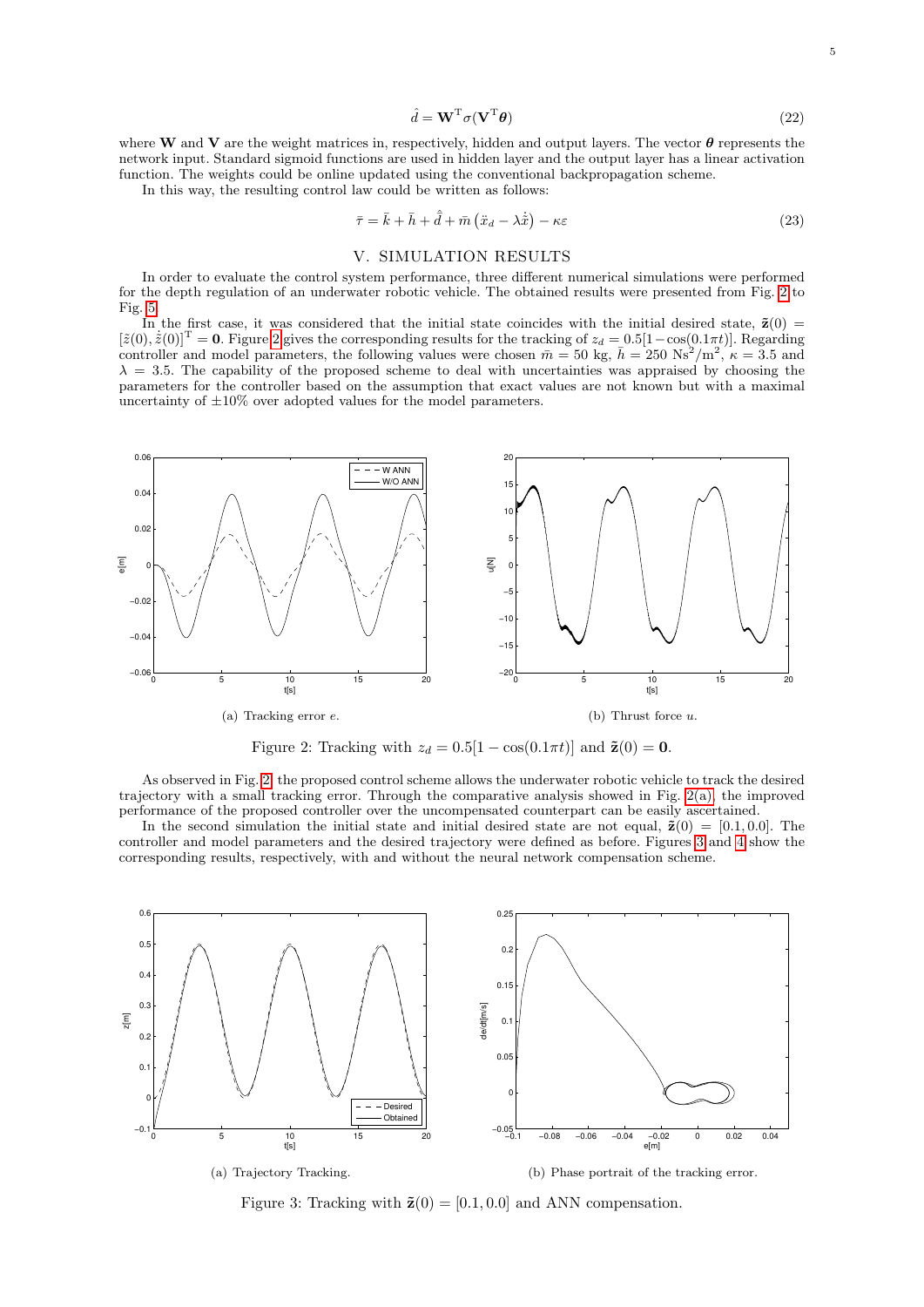$$\hat{d} = \mathbf{W}^{\mathrm{T}} \sigma(\mathbf{V}^{\mathrm{T}} \boldsymbol{\theta}) \tag{22}$$

where $\mathbf{W}$ and $\mathbf{V}$ are the weight matrices in, respectively, hidden and output layers. The vector $\boldsymbol{\theta}$ represents the network input. Standard sigmoid functions are used in hidden layer and the output layer has a linear activation function. The weights could be online updated using the conventional backpropagation scheme.

In this way, the resulting control law could be written as follows:

$$\bar{\tau} = \bar{k} + \bar{h} + \hat{\bar{d}} + \bar{m}\left(\ddot{x}_d - \lambda \dot{\tilde{x}}\right) - \kappa \varepsilon \tag{23}$$

## V. SIMULATION RESULTS

In order to evaluate the control system performance, three different numerical simulations were performed for the depth regulation of an underwater robotic vehicle. The obtained results were presented from Fig. 2 to Fig. 5.

In the first case, it was considered that the initial state coincides with the initial desired state, $\tilde{\mathbf{z}}(0) = [\tilde{z}(0), \dot{\tilde{z}}(0)]^{\mathrm{T}} = \mathbf{0}$. Figure 2 gives the corresponding results for the tracking of $z_d = 0.5[1 - \cos(0.1\pi t)]$. Regarding controller and model parameters, the following values were chosen $\bar{m} = 50$ kg, $\bar{h} = 250$ Ns$^2$/m$^2$, $\kappa = 3.5$ and $\lambda = 3.5$. The capability of the proposed scheme to deal with uncertainties was appraised by choosing the parameters for the controller based on the assumption that exact values are not known but with a maximal uncertainty of $\pm 10\%$ over adopted values for the model parameters.

(a) Tracking error $e$.

(b) Thrust force $u$.

Figure 2: Tracking with $z_d = 0.5[1 - \cos(0.1\pi t)]$ and $\tilde{\mathbf{z}}(0) = \mathbf{0}$.

As observed in Fig. 2, the proposed control scheme allows the underwater robotic vehicle to track the desired trajectory with a small tracking error. Through the comparative analysis showed in Fig. 2(a), the improved performance of the proposed controller over the uncompensated counterpart can be easily ascertained.

In the second simulation the initial state and initial desired state are not equal, $\tilde{\mathbf{z}}(0) = [0.1, 0.0]$. The controller and model parameters and the desired trajectory were defined as before. Figures 3 and 4 show the corresponding results, respectively, with and without the neural network compensation scheme.

(a) Trajectory Tracking.

(b) Phase portrait of the tracking error.

Figure 3: Tracking with $\tilde{\mathbf{z}}(0) = [0.1, 0.0]$ and ANN compensation.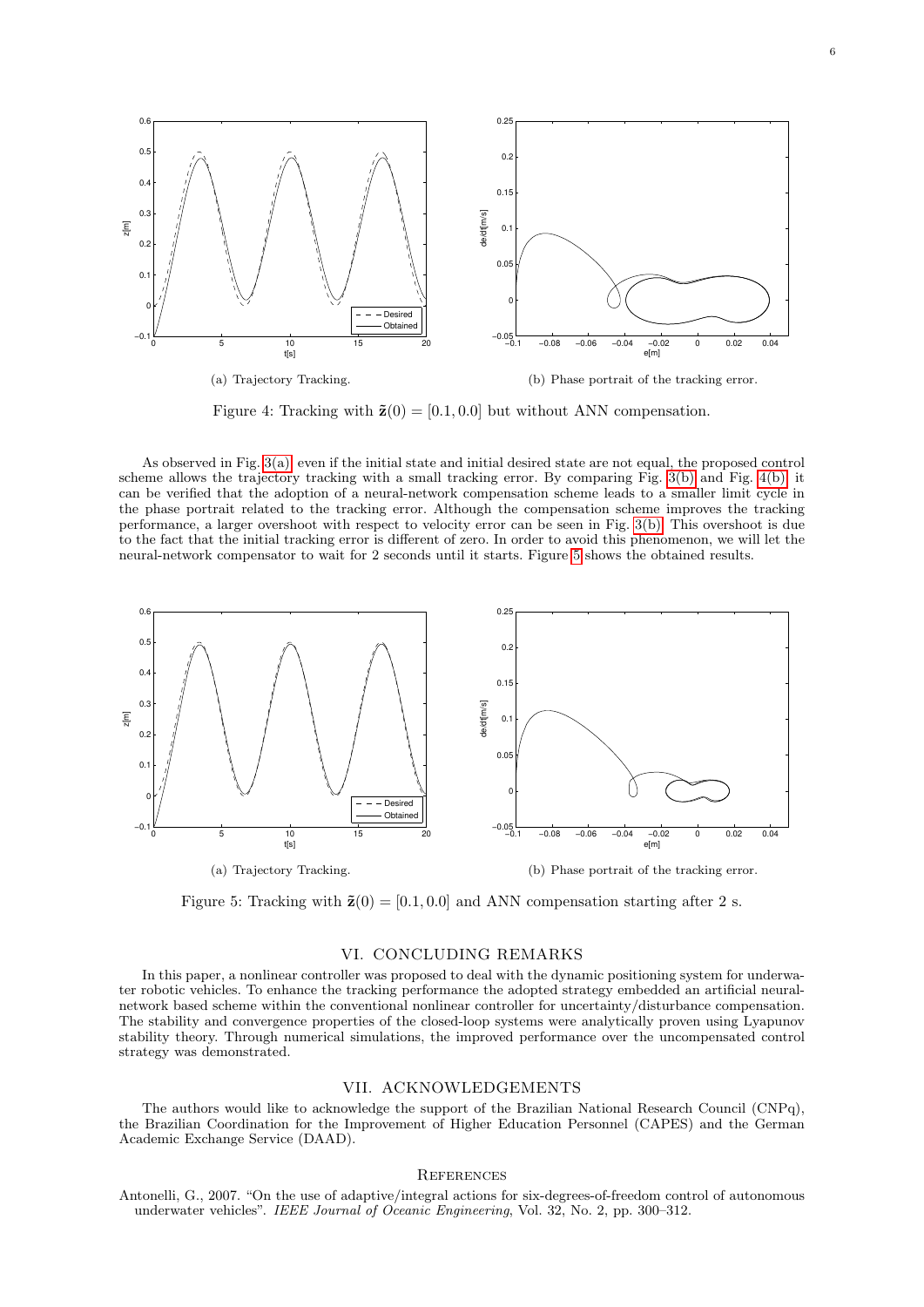(a) Trajectory Tracking.

(b) Phase portrait of the tracking error.

Figure 4: Tracking with $\tilde{\mathbf{z}}(0) = [0.1, 0.0]$ but without ANN compensation.

As observed in Fig. 3(a), even if the initial state and initial desired state are not equal, the proposed control scheme allows the trajectory tracking with a small tracking error. By comparing Fig. 3(b) and Fig. 4(b), it can be verified that the adoption of a neural-network compensation scheme leads to a smaller limit cycle in the phase portrait related to the tracking error. Although the compensation scheme improves the tracking performance, a larger overshoot with respect to velocity error can be seen in Fig. 3(b). This overshoot is due to the fact that the initial tracking error is different of zero. In order to avoid this phenomenon, we will let the neural-network compensator to wait for 2 seconds until it starts. Figure 5 shows the obtained results.

(a) Trajectory Tracking.

(b) Phase portrait of the tracking error.

Figure 5: Tracking with $\tilde{\mathbf{z}}(0) = [0.1, 0.0]$ and ANN compensation starting after 2 s.

## VI. CONCLUDING REMARKS

In this paper, a nonlinear controller was proposed to deal with the dynamic positioning system for underwater robotic vehicles. To enhance the tracking performance the adopted strategy embedded an artificial neural-network based scheme within the conventional nonlinear controller for uncertainty/disturbance compensation. The stability and convergence properties of the closed-loop systems were analytically proven using Lyapunov stability theory. Through numerical simulations, the improved performance over the uncompensated control strategy was demonstrated.

## VII. ACKNOWLEDGEMENTS

The authors would like to acknowledge the support of the Brazilian National Research Council (CNPq), the Brazilian Coordination for the Improvement of Higher Education Personnel (CAPES) and the German Academic Exchange Service (DAAD).

## References

Antonelli, G., 2007. "On the use of adaptive/integral actions for six-degrees-of-freedom control of autonomous underwater vehicles". *IEEE Journal of Oceanic Engineering*, Vol. 32, No. 2, pp. 300–312.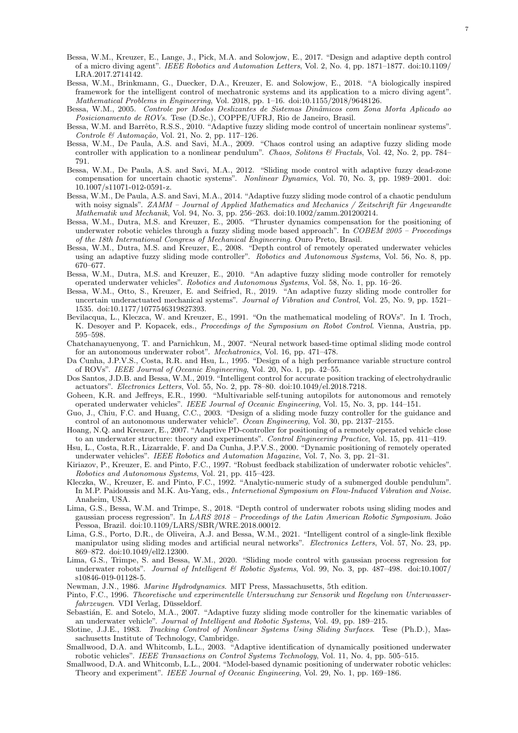Bessa, W.M., Kreuzer, E., Lange, J., Pick, M.A. and Solowjow, E., 2017. "Design and adaptive depth control of a micro diving agent". *IEEE Robotics and Automation Letters*, Vol. 2, No. 4, pp. 1871–1877. doi:10.1109/LRA.2017.2714142.

Bessa, W.M., Brinkmann, G., Duecker, D.A., Kreuzer, E. and Solowjow, E., 2018. "A biologically inspired framework for the intelligent control of mechatronic systems and its application to a micro diving agent". *Mathematical Problems in Engineering*, Vol. 2018, pp. 1–16. doi:10.1155/2018/9648126.

Bessa, W.M., 2005. *Controle por Modos Deslizantes de Sistemas Dinâmicos com Zona Morta Aplicado ao Posicionamento de ROVs*. Tese (D.Sc.), COPPE/UFRJ, Rio de Janeiro, Brasil.

Bessa, W.M. and Barrêto, R.S.S., 2010. "Adaptive fuzzy sliding mode control of uncertain nonlinear systems". *Controle & Automação*, Vol. 21, No. 2, pp. 117–126.

Bessa, W.M., De Paula, A.S. and Savi, M.A., 2009. "Chaos control using an adaptive fuzzy sliding mode controller with application to a nonlinear pendulum". *Chaos, Solitons & Fractals*, Vol. 42, No. 2, pp. 784–791.

Bessa, W.M., De Paula, A.S. and Savi, M.A., 2012. "Sliding mode control with adaptive fuzzy dead-zone compensation for uncertain chaotic systems". *Nonlinear Dynamics*, Vol. 70, No. 3, pp. 1989–2001. doi:10.1007/s11071-012-0591-z.

Bessa, W.M., De Paula, A.S. and Savi, M.A., 2014. "Adaptive fuzzy sliding mode control of a chaotic pendulum with noisy signals". *ZAMM – Journal of Applied Mathematics and Mechanics / Zeitschrift für Angewandte Mathematik und Mechanik*, Vol. 94, No. 3, pp. 256–263. doi:10.1002/zamm.201200214.

Bessa, W.M., Dutra, M.S. and Kreuzer, E., 2005. "Thruster dynamics compensation for the positioning of underwater robotic vehicles through a fuzzy sliding mode based approach". In *COBEM 2005 – Proceedings of the 18th International Congress of Mechanical Engineering*. Ouro Preto, Brasil.

Bessa, W.M., Dutra, M.S. and Kreuzer, E., 2008. "Depth control of remotely operated underwater vehicles using an adaptive fuzzy sliding mode controller". *Robotics and Autonomous Systems*, Vol. 56, No. 8, pp. 670–677.

Bessa, W.M., Dutra, M.S. and Kreuzer, E., 2010. "An adaptive fuzzy sliding mode controller for remotely operated underwater vehicles". *Robotics and Autonomous Systems*, Vol. 58, No. 1, pp. 16–26.

Bessa, W.M., Otto, S., Kreuzer, E. and Seifried, R., 2019. "An adaptive fuzzy sliding mode controller for uncertain underactuated mechanical systems". *Journal of Vibration and Control*, Vol. 25, No. 9, pp. 1521–1535. doi:10.1177/1077546319827393.

Bevilacqua, L., Kleczca, W. and Kreuzer, E., 1991. "On the mathematical modeling of ROVs". In I. Troch, K. Desoyer and P. Kopacek, eds., *Proceedings of the Symposium on Robot Control*. Vienna, Austria, pp. 595–598.

Chatchanayuenyong, T. and Parnichkun, M., 2007. "Neural network based-time optimal sliding mode control for an autonomous underwater robot". *Mechatronics*, Vol. 16, pp. 471–478.

Da Cunha, J.P.V.S., Costa, R.R. and Hsu, L., 1995. "Design of a high performance variable structure control of ROVs". *IEEE Journal of Oceanic Engineering*, Vol. 20, No. 1, pp. 42–55.

Dos Santos, J.D.B. and Bessa, W.M., 2019. "Intelligent control for accurate position tracking of electrohydraulic actuators". *Electronics Letters*, Vol. 55, No. 2, pp. 78–80. doi:10.1049/el.2018.7218.

Goheen, K.R. and Jeffreys, E.R., 1990. "Multivariable self-tuning autopilots for autonomous and remotely operated underwater vehicles". *IEEE Journal of Oceanic Engineering*, Vol. 15, No. 3, pp. 144–151.

Guo, J., Chiu, F.C. and Huang, C.C., 2003. "Design of a sliding mode fuzzy controller for the guidance and control of an autonomous underwater vehicle". *Ocean Engineering*, Vol. 30, pp. 2137–2155.

Hoang, N.Q. and Kreuzer, E., 2007. "Adaptive PD-controller for positioning of a remotely operated vehicle close to an underwater structure: theory and experiments". *Control Engineering Practice*, Vol. 15, pp. 411–419.

Hsu, L., Costa, R.R., Lizarralde, F. and Da Cunha, J.P.V.S., 2000. "Dynamic positioning of remotely operated underwater vehicles". *IEEE Robotics and Automation Magazine*, Vol. 7, No. 3, pp. 21–31.

Kiriazov, P., Kreuzer, E. and Pinto, F.C., 1997. "Robust feedback stabilization of underwater robotic vehicles". *Robotics and Autonomous Systems*, Vol. 21, pp. 415–423.

Kleczka, W., Kreuzer, E. and Pinto, F.C., 1992. "Analytic-numeric study of a submerged double pendulum". In M.P. Paidoussis and M.K. Au-Yang, eds., *Internetional Symposium on Flow-Induced Vibration and Noise*. Anaheim, USA.

Lima, G.S., Bessa, W.M. and Trimpe, S., 2018. "Depth control of underwater robots using sliding modes and gaussian process regression". In *LARS 2018 – Proceedings of the Latin American Robotic Symposium*. João Pessoa, Brazil. doi:10.1109/LARS/SBR/WRE.2018.00012.

Lima, G.S., Porto, D.R., de Oliveira, A.J. and Bessa, W.M., 2021. "Intelligent control of a single-link flexible manipulator using sliding modes and artificial neural networks". *Electronics Letters*, Vol. 57, No. 23, pp. 869–872. doi:10.1049/ell2.12300.

Lima, G.S., Trimpe, S. and Bessa, W.M., 2020. "Sliding mode control with gaussian process regression for underwater robots". *Journal of Intelligent & Robotic Systems*, Vol. 99, No. 3, pp. 487–498. doi:10.1007/s10846-019-01128-5.

Newman, J.N., 1986. *Marine Hydrodynamics*. MIT Press, Massachusetts, 5th edition.

Pinto, F.C., 1996. *Theoretische und experimentelle Untersuchung zur Sensorik und Regelung von Unterwasserfahrzeugen*. VDI Verlag, Düsseldorf.

Sebastián, E. and Sotelo, M.A., 2007. "Adaptive fuzzy sliding mode controller for the kinematic variables of an underwater vehicle". *Journal of Intelligent and Robotic Systems*, Vol. 49, pp. 189–215.

Slotine, J.J.E., 1983. *Tracking Control of Nonlinear Systems Using Sliding Surfaces*. Tese (Ph.D.), Massachusetts Institute of Technology, Cambridge.

Smallwood, D.A. and Whitcomb, L.L., 2003. "Adaptive identification of dynamically positioned underwater robotic vehicles". *IEEE Transactions on Control Systems Technology*, Vol. 11, No. 4, pp. 505–515.

Smallwood, D.A. and Whitcomb, L.L., 2004. "Model-based dynamic positioning of underwater robotic vehicles: Theory and experiment". *IEEE Journal of Oceanic Engineering*, Vol. 29, No. 1, pp. 169–186.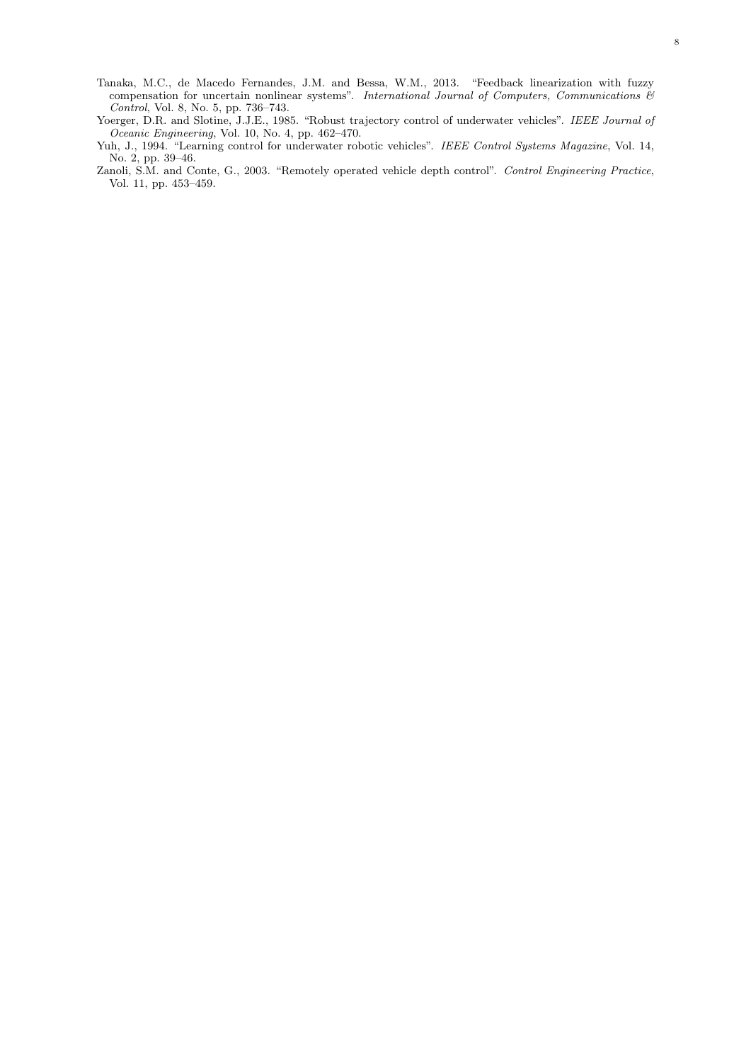Tanaka, M.C., de Macedo Fernandes, J.M. and Bessa, W.M., 2013. "Feedback linearization with fuzzy compensation for uncertain nonlinear systems". *International Journal of Computers, Communications & Control*, Vol. 8, No. 5, pp. 736–743.

Yoerger, D.R. and Slotine, J.J.E., 1985. "Robust trajectory control of underwater vehicles". *IEEE Journal of Oceanic Engineering*, Vol. 10, No. 4, pp. 462–470.

Yuh, J., 1994. "Learning control for underwater robotic vehicles". *IEEE Control Systems Magazine*, Vol. 14, No. 2, pp. 39–46.

Zanoli, S.M. and Conte, G., 2003. "Remotely operated vehicle depth control". *Control Engineering Practice*, Vol. 11, pp. 453–459.